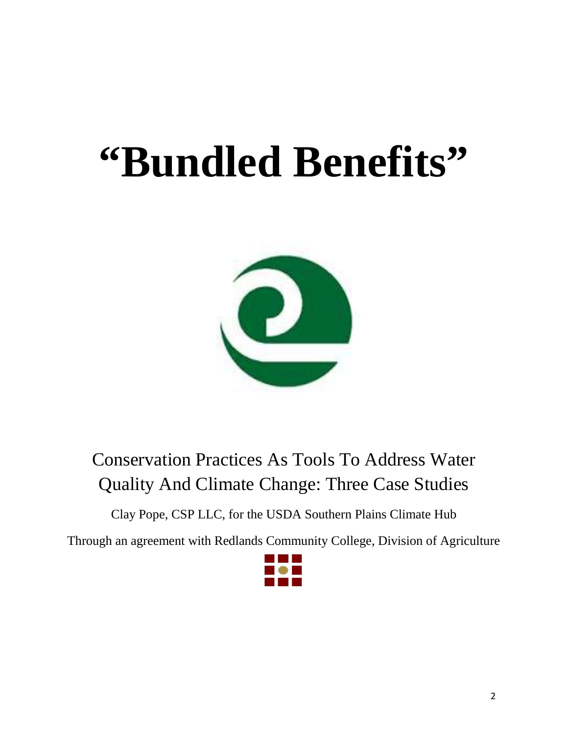# "Bundled Benefits"

Conservation Practices As Tools To Address Water Quality And Climate Change: Three Case Studies

Clay Pope, CSP LLC, for the USDA Southern Plains Climate Hub

Through an agreement with Redlands Community College, Division of Agriculture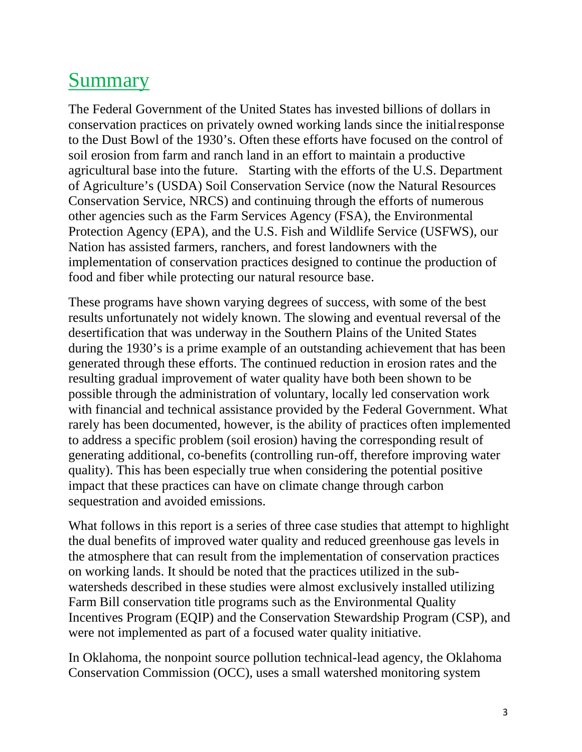# Summary

The Federal Government of the United States has invested billions of dollars in conservation practices on privately owned working lands since the initial response to the Dust Bowl of the 1930's. Often these efforts have focused on the control of soil erosion from farm and ranch land in an effort to maintain a productive agricultural base into the future. Starting with the efforts of the U.S. Department of Agriculture's (USDA) Soil Conservation Service (now the Natural Resources Conservation Service, NRCS) and continuing through the efforts of numerous other agencies such as the Farm Services Agency (FSA), the Environmental Protection Agency (EPA), and the U.S. Fish and Wildlife Service (USFWS), our Nation has assisted farmers, ranchers, and forest landowners with the implementation of conservation practices designed to continue the production of food and fiber while protecting our natural resource base.

These programs have shown varying degrees of success, with some of the best results unfortunately not widely known. The slowing and eventual reversal of the desertification that was underway in the Southern Plains of the United States during the 1930's is a prime example of an outstanding achievement that has been generated through these efforts. The continued reduction in erosion rates and the resulting gradual improvement of water quality have both been shown to be possible through the administration of voluntary, locally led conservation work with financial and technical assistance provided by the Federal Government. What rarely has been documented, however, is the ability of practices often implemented to address a specific problem (soil erosion) having the corresponding result of generating additional, co-benefits (controlling run-off, therefore improving water quality). This has been especially true when considering the potential positive impact that these practices can have on climate change through carbon sequestration and avoided emissions.

What follows in this report is a series of three case studies that attempt to highlight the dual benefits of improved water quality and reduced greenhouse gas levels in the atmosphere that can result from the implementation of conservation practices on working lands. It should be noted that the practices utilized in the sub-watersheds described in these studies were almost exclusively installed utilizing Farm Bill conservation title programs such as the Environmental Quality Incentives Program (EQIP) and the Conservation Stewardship Program (CSP), and were not implemented as part of a focused water quality initiative.

In Oklahoma, the nonpoint source pollution technical-lead agency, the Oklahoma Conservation Commission (OCC), uses a small watershed monitoring system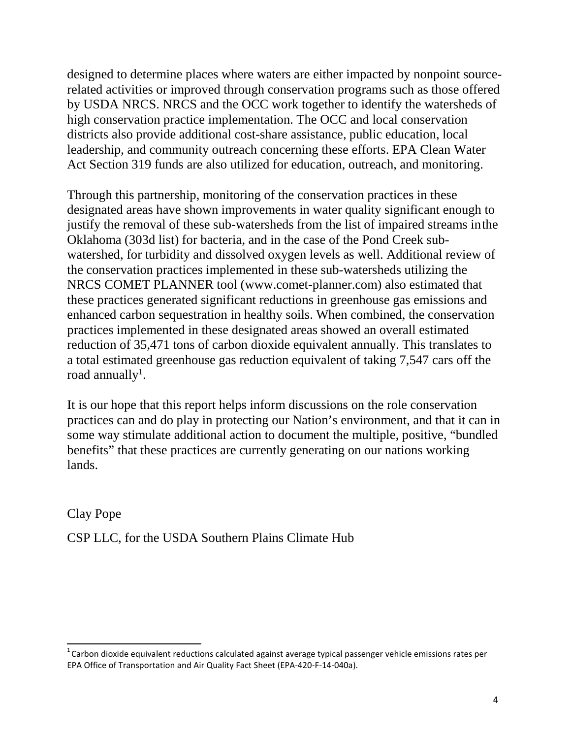designed to determine places where waters are either impacted by nonpoint source-related activities or improved through conservation programs such as those offered by USDA NRCS. NRCS and the OCC work together to identify the watersheds of high conservation practice implementation. The OCC and local conservation districts also provide additional cost-share assistance, public education, local leadership, and community outreach concerning these efforts. EPA Clean Water Act Section 319 funds are also utilized for education, outreach, and monitoring.

Through this partnership, monitoring of the conservation practices in these designated areas have shown improvements in water quality significant enough to justify the removal of these sub-watersheds from the list of impaired streams in the Oklahoma (303d list) for bacteria, and in the case of the Pond Creek sub-watershed, for turbidity and dissolved oxygen levels as well. Additional review of the conservation practices implemented in these sub-watersheds utilizing the NRCS COMET PLANNER tool (www.comet-planner.com) also estimated that these practices generated significant reductions in greenhouse gas emissions and enhanced carbon sequestration in healthy soils. When combined, the conservation practices implemented in these designated areas showed an overall estimated reduction of 35,471 tons of carbon dioxide equivalent annually. This translates to a total estimated greenhouse gas reduction equivalent of taking 7,547 cars off the road annually[1].

It is our hope that this report helps inform discussions on the role conservation practices can and do play in protecting our Nation's environment, and that it can in some way stimulate additional action to document the multiple, positive, "bundled benefits" that these practices are currently generating on our nations working lands.

Clay Pope

CSP LLC, for the USDA Southern Plains Climate Hub

[1] Carbon dioxide equivalent reductions calculated against average typical passenger vehicle emissions rates per EPA Office of Transportation and Air Quality Fact Sheet (EPA-420-F-14-040a).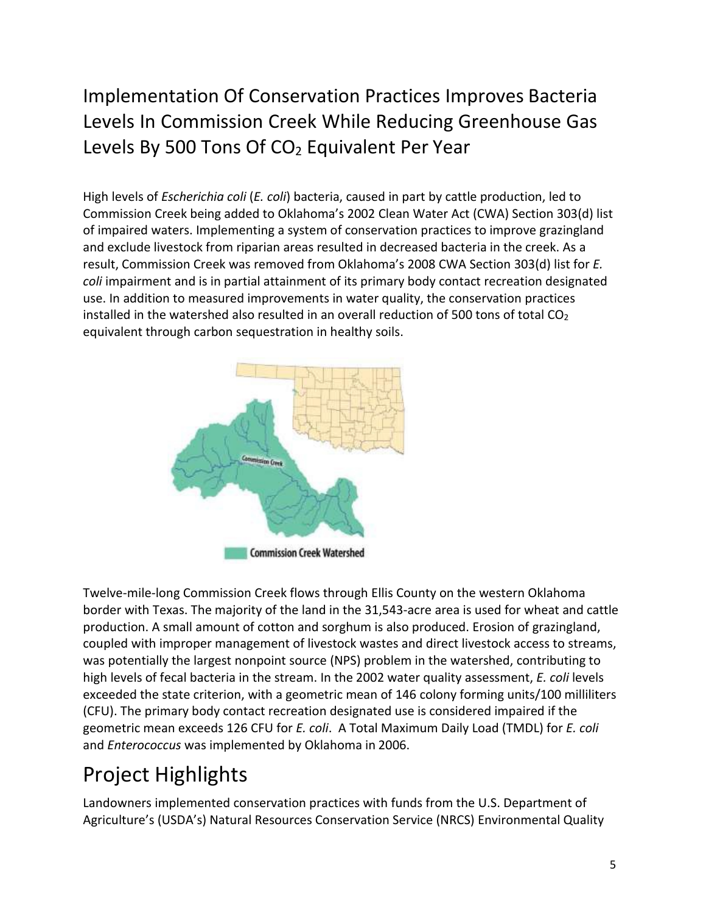## Implementation Of Conservation Practices Improves Bacteria Levels In Commission Creek While Reducing Greenhouse Gas Levels By 500 Tons Of $CO_2$ Equivalent Per Year

High levels of *Escherichia coli* (*E. coli*) bacteria, caused in part by cattle production, led to Commission Creek being added to Oklahoma's 2002 Clean Water Act (CWA) Section 303(d) list of impaired waters. Implementing a system of conservation practices to improve grazingland and exclude livestock from riparian areas resulted in decreased bacteria in the creek. As a result, Commission Creek was removed from Oklahoma's 2008 CWA Section 303(d) list for *E. coli* impairment and is in partial attainment of its primary body contact recreation designated use. In addition to measured improvements in water quality, the conservation practices installed in the watershed also resulted in an overall reduction of 500 tons of total $CO_2$ equivalent through carbon sequestration in healthy soils.

Commission Creek Watershed

Twelve-mile-long Commission Creek flows through Ellis County on the western Oklahoma border with Texas. The majority of the land in the 31,543-acre area is used for wheat and cattle production. A small amount of cotton and sorghum is also produced. Erosion of grazingland, coupled with improper management of livestock wastes and direct livestock access to streams, was potentially the largest nonpoint source (NPS) problem in the watershed, contributing to high levels of fecal bacteria in the stream. In the 2002 water quality assessment, *E. coli* levels exceeded the state criterion, with a geometric mean of 146 colony forming units/100 milliliters (CFU). The primary body contact recreation designated use is considered impaired if the geometric mean exceeds 126 CFU for *E. coli*. A Total Maximum Daily Load (TMDL) for *E. coli* and *Enterococcus* was implemented by Oklahoma in 2006.

## Project Highlights

Landowners implemented conservation practices with funds from the U.S. Department of Agriculture's (USDA's) Natural Resources Conservation Service (NRCS) Environmental Quality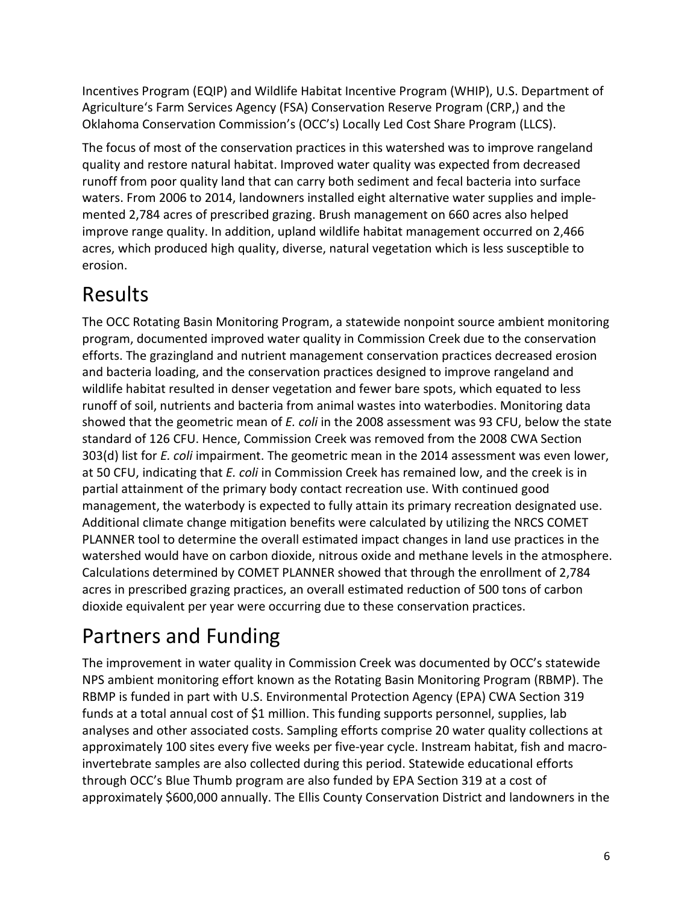Incentives Program (EQIP) and Wildlife Habitat Incentive Program (WHIP), U.S. Department of Agriculture's Farm Services Agency (FSA) Conservation Reserve Program (CRP,) and the Oklahoma Conservation Commission's (OCC's) Locally Led Cost Share Program (LLCS).

The focus of most of the conservation practices in this watershed was to improve rangeland quality and restore natural habitat. Improved water quality was expected from decreased runoff from poor quality land that can carry both sediment and fecal bacteria into surface waters. From 2006 to 2014, landowners installed eight alternative water supplies and implemented 2,784 acres of prescribed grazing. Brush management on 660 acres also helped improve range quality. In addition, upland wildlife habitat management occurred on 2,466 acres, which produced high quality, diverse, natural vegetation which is less susceptible to erosion.

# Results

The OCC Rotating Basin Monitoring Program, a statewide nonpoint source ambient monitoring program, documented improved water quality in Commission Creek due to the conservation efforts. The grazingland and nutrient management conservation practices decreased erosion and bacteria loading, and the conservation practices designed to improve rangeland and wildlife habitat resulted in denser vegetation and fewer bare spots, which equated to less runoff of soil, nutrients and bacteria from animal wastes into waterbodies. Monitoring data showed that the geometric mean of *E. coli* in the 2008 assessment was 93 CFU, below the state standard of 126 CFU. Hence, Commission Creek was removed from the 2008 CWA Section 303(d) list for *E. coli* impairment. The geometric mean in the 2014 assessment was even lower, at 50 CFU, indicating that *E. coli* in Commission Creek has remained low, and the creek is in partial attainment of the primary body contact recreation use. With continued good management, the waterbody is expected to fully attain its primary recreation designated use. Additional climate change mitigation benefits were calculated by utilizing the NRCS COMET PLANNER tool to determine the overall estimated impact changes in land use practices in the watershed would have on carbon dioxide, nitrous oxide and methane levels in the atmosphere. Calculations determined by COMET PLANNER showed that through the enrollment of 2,784 acres in prescribed grazing practices, an overall estimated reduction of 500 tons of carbon dioxide equivalent per year were occurring due to these conservation practices.

# Partners and Funding

The improvement in water quality in Commission Creek was documented by OCC's statewide NPS ambient monitoring effort known as the Rotating Basin Monitoring Program (RBMP). The RBMP is funded in part with U.S. Environmental Protection Agency (EPA) CWA Section 319 funds at a total annual cost of $1 million. This funding supports personnel, supplies, lab analyses and other associated costs. Sampling efforts comprise 20 water quality collections at approximately 100 sites every five weeks per five-year cycle. Instream habitat, fish and macroinvertebrate samples are also collected during this period. Statewide educational efforts through OCC's Blue Thumb program are also funded by EPA Section 319 at a cost of approximately $600,000 annually. The Ellis County Conservation District and landowners in the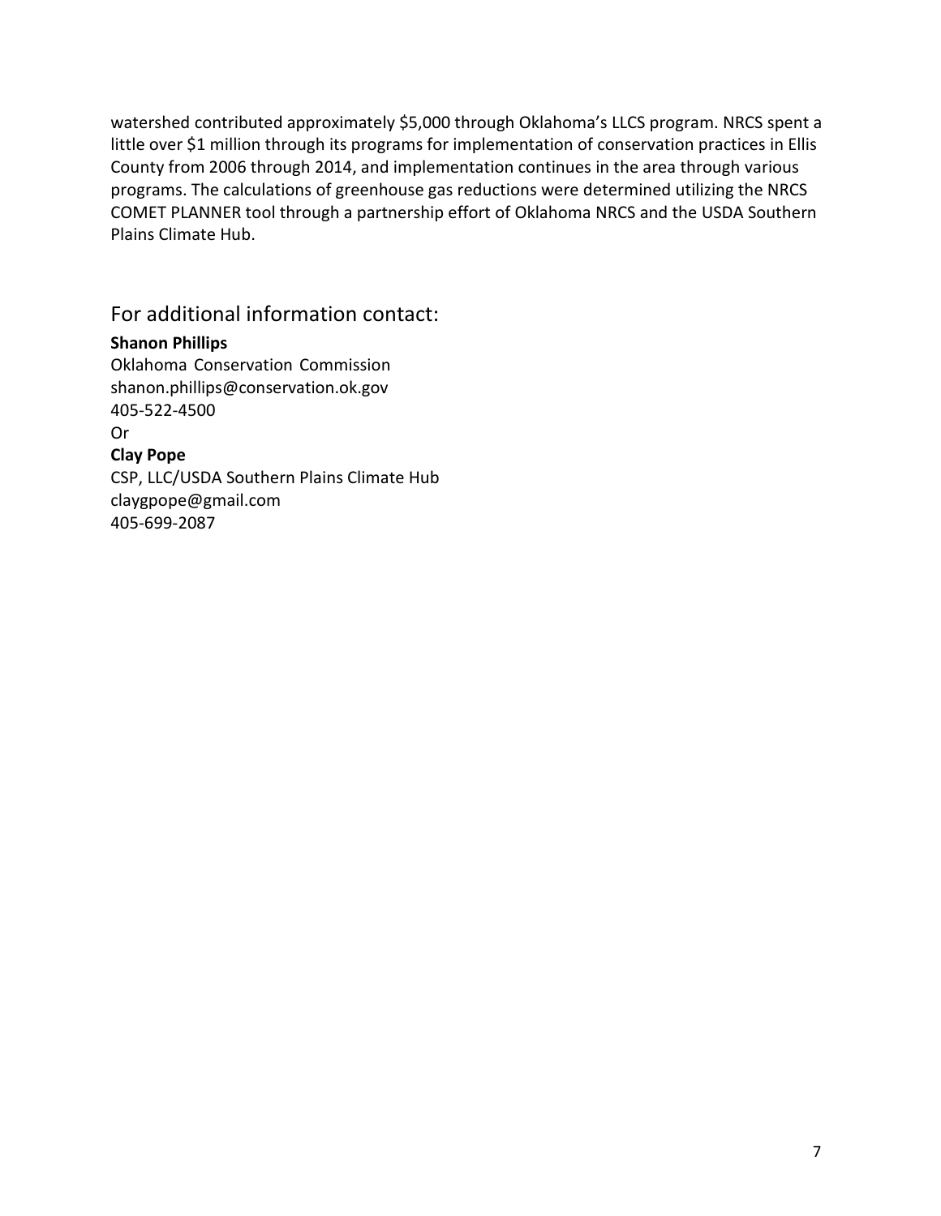watershed contributed approximately $5,000 through Oklahoma's LLCS program. NRCS spent a little over $1 million through its programs for implementation of conservation practices in Ellis County from 2006 through 2014, and implementation continues in the area through various programs. The calculations of greenhouse gas reductions were determined utilizing the NRCS COMET PLANNER tool through a partnership effort of Oklahoma NRCS and the USDA Southern Plains Climate Hub.

## For additional information contact:

**Shanon Phillips**
Oklahoma Conservation Commission
shanon.phillips@conservation.ok.gov
405-522-4500
Or
**Clay Pope**
CSP, LLC/USDA Southern Plains Climate Hub
claygpope@gmail.com
405-699-2087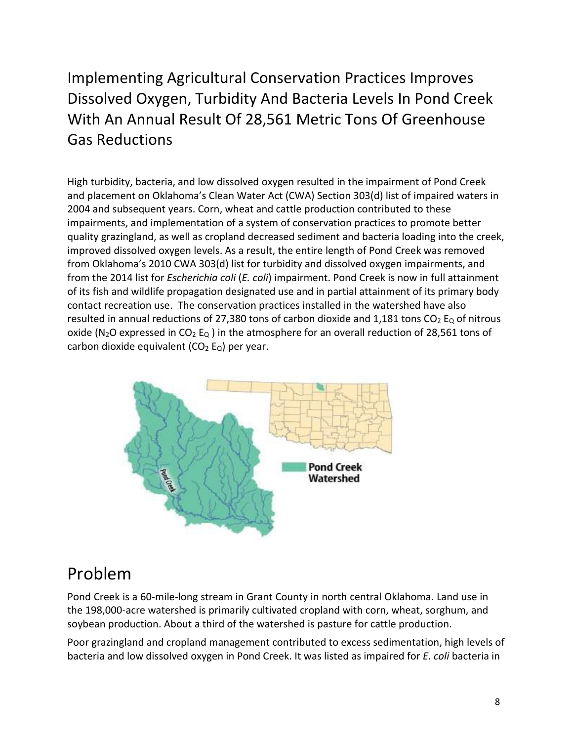# Implementing Agricultural Conservation Practices Improves Dissolved Oxygen, Turbidity And Bacteria Levels In Pond Creek With An Annual Result Of 28,561 Metric Tons Of Greenhouse Gas Reductions

High turbidity, bacteria, and low dissolved oxygen resulted in the impairment of Pond Creek and placement on Oklahoma's Clean Water Act (CWA) Section 303(d) list of impaired waters in 2004 and subsequent years. Corn, wheat and cattle production contributed to these impairments, and implementation of a system of conservation practices to promote better quality grazingland, as well as cropland decreased sediment and bacteria loading into the creek, improved dissolved oxygen levels. As a result, the entire length of Pond Creek was removed from Oklahoma's 2010 CWA 303(d) list for turbidity and dissolved oxygen impairments, and from the 2014 list for *Escherichia coli* (*E. coli*) impairment. Pond Creek is now in full attainment of its fish and wildlife propagation designated use and in partial attainment of its primary body contact recreation use. The conservation practices installed in the watershed have also resulted in annual reductions of 27,380 tons of carbon dioxide and 1,181 tons $CO_2$ $E_Q$ of nitrous oxide ($N_2O$ expressed in $CO_2$ $E_Q$ ) in the atmosphere for an overall reduction of 28,561 tons of carbon dioxide equivalent ($CO_2$ $E_Q$) per year.

Pond Creek Watershed

## Problem

Pond Creek is a 60-mile-long stream in Grant County in north central Oklahoma. Land use in the 198,000-acre watershed is primarily cultivated cropland with corn, wheat, sorghum, and soybean production. About a third of the watershed is pasture for cattle production.

Poor grazingland and cropland management contributed to excess sedimentation, high levels of bacteria and low dissolved oxygen in Pond Creek. It was listed as impaired for *E. coli* bacteria in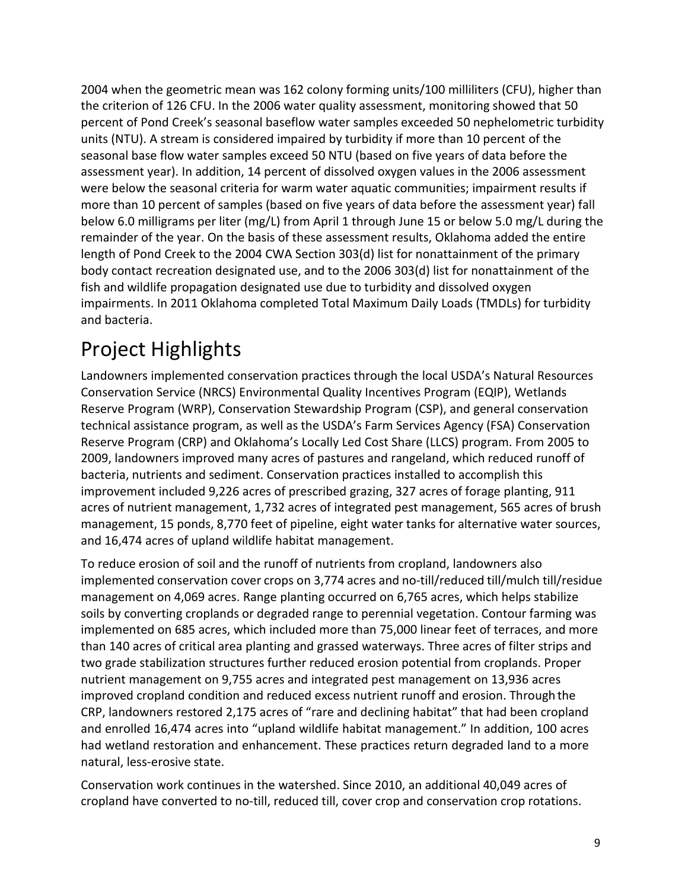2004 when the geometric mean was 162 colony forming units/100 milliliters (CFU), higher than the criterion of 126 CFU. In the 2006 water quality assessment, monitoring showed that 50 percent of Pond Creek's seasonal baseflow water samples exceeded 50 nephelometric turbidity units (NTU). A stream is considered impaired by turbidity if more than 10 percent of the seasonal base flow water samples exceed 50 NTU (based on five years of data before the assessment year). In addition, 14 percent of dissolved oxygen values in the 2006 assessment were below the seasonal criteria for warm water aquatic communities; impairment results if more than 10 percent of samples (based on five years of data before the assessment year) fall below 6.0 milligrams per liter (mg/L) from April 1 through June 15 or below 5.0 mg/L during the remainder of the year. On the basis of these assessment results, Oklahoma added the entire length of Pond Creek to the 2004 CWA Section 303(d) list for nonattainment of the primary body contact recreation designated use, and to the 2006 303(d) list for nonattainment of the fish and wildlife propagation designated use due to turbidity and dissolved oxygen impairments. In 2011 Oklahoma completed Total Maximum Daily Loads (TMDLs) for turbidity and bacteria.

# Project Highlights

Landowners implemented conservation practices through the local USDA's Natural Resources Conservation Service (NRCS) Environmental Quality Incentives Program (EQIP), Wetlands Reserve Program (WRP), Conservation Stewardship Program (CSP), and general conservation technical assistance program, as well as the USDA's Farm Services Agency (FSA) Conservation Reserve Program (CRP) and Oklahoma's Locally Led Cost Share (LLCS) program. From 2005 to 2009, landowners improved many acres of pastures and rangeland, which reduced runoff of bacteria, nutrients and sediment. Conservation practices installed to accomplish this improvement included 9,226 acres of prescribed grazing, 327 acres of forage planting, 911 acres of nutrient management, 1,732 acres of integrated pest management, 565 acres of brush management, 15 ponds, 8,770 feet of pipeline, eight water tanks for alternative water sources, and 16,474 acres of upland wildlife habitat management.

To reduce erosion of soil and the runoff of nutrients from cropland, landowners also implemented conservation cover crops on 3,774 acres and no-till/reduced till/mulch till/residue management on 4,069 acres. Range planting occurred on 6,765 acres, which helps stabilize soils by converting croplands or degraded range to perennial vegetation. Contour farming was implemented on 685 acres, which included more than 75,000 linear feet of terraces, and more than 140 acres of critical area planting and grassed waterways. Three acres of filter strips and two grade stabilization structures further reduced erosion potential from croplands. Proper nutrient management on 9,755 acres and integrated pest management on 13,936 acres improved cropland condition and reduced excess nutrient runoff and erosion. Through the CRP, landowners restored 2,175 acres of "rare and declining habitat" that had been cropland and enrolled 16,474 acres into "upland wildlife habitat management." In addition, 100 acres had wetland restoration and enhancement. These practices return degraded land to a more natural, less-erosive state.

Conservation work continues in the watershed. Since 2010, an additional 40,049 acres of cropland have converted to no-till, reduced till, cover crop and conservation crop rotations.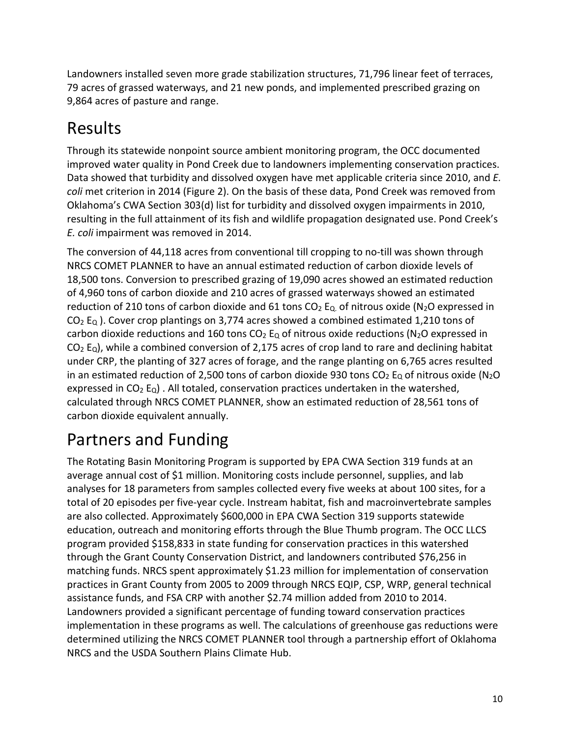Landowners installed seven more grade stabilization structures, 71,796 linear feet of terraces, 79 acres of grassed waterways, and 21 new ponds, and implemented prescribed grazing on 9,864 acres of pasture and range.

# Results

Through its statewide nonpoint source ambient monitoring program, the OCC documented improved water quality in Pond Creek due to landowners implementing conservation practices. Data showed that turbidity and dissolved oxygen have met applicable criteria since 2010, and *E. coli* met criterion in 2014 (Figure 2). On the basis of these data, Pond Creek was removed from Oklahoma's CWA Section 303(d) list for turbidity and dissolved oxygen impairments in 2010, resulting in the full attainment of its fish and wildlife propagation designated use. Pond Creek's *E. coli* impairment was removed in 2014.

The conversion of 44,118 acres from conventional till cropping to no-till was shown through NRCS COMET PLANNER to have an annual estimated reduction of carbon dioxide levels of 18,500 tons. Conversion to prescribed grazing of 19,090 acres showed an estimated reduction of 4,960 tons of carbon dioxide and 210 acres of grassed waterways showed an estimated reduction of 210 tons of carbon dioxide and 61 tons $CO_2$ $E_{Q.}$ of nitrous oxide ($N_2O$ expressed in $CO_2$ $E_Q$ ). Cover crop plantings on 3,774 acres showed a combined estimated 1,210 tons of carbon dioxide reductions and 160 tons $CO_2$ $E_Q$ of nitrous oxide reductions ($N_2O$ expressed in $CO_2$ $E_Q$), while a combined conversion of 2,175 acres of crop land to rare and declining habitat under CRP, the planting of 327 acres of forage, and the range planting on 6,765 acres resulted in an estimated reduction of 2,500 tons of carbon dioxide 930 tons $CO_2$ $E_Q$ of nitrous oxide ($N_2O$ expressed in $CO_2$ $E_Q$) . All totaled, conservation practices undertaken in the watershed, calculated through NRCS COMET PLANNER, show an estimated reduction of 28,561 tons of carbon dioxide equivalent annually.

# Partners and Funding

The Rotating Basin Monitoring Program is supported by EPA CWA Section 319 funds at an average annual cost of $1 million. Monitoring costs include personnel, supplies, and lab analyses for 18 parameters from samples collected every five weeks at about 100 sites, for a total of 20 episodes per five-year cycle. Instream habitat, fish and macroinvertebrate samples are also collected. Approximately $600,000 in EPA CWA Section 319 supports statewide education, outreach and monitoring efforts through the Blue Thumb program. The OCC LLCS program provided $158,833 in state funding for conservation practices in this watershed through the Grant County Conservation District, and landowners contributed $76,256 in matching funds. NRCS spent approximately $1.23 million for implementation of conservation practices in Grant County from 2005 to 2009 through NRCS EQIP, CSP, WRP, general technical assistance funds, and FSA CRP with another $2.74 million added from 2010 to 2014. Landowners provided a significant percentage of funding toward conservation practices implementation in these programs as well. The calculations of greenhouse gas reductions were determined utilizing the NRCS COMET PLANNER tool through a partnership effort of Oklahoma NRCS and the USDA Southern Plains Climate Hub.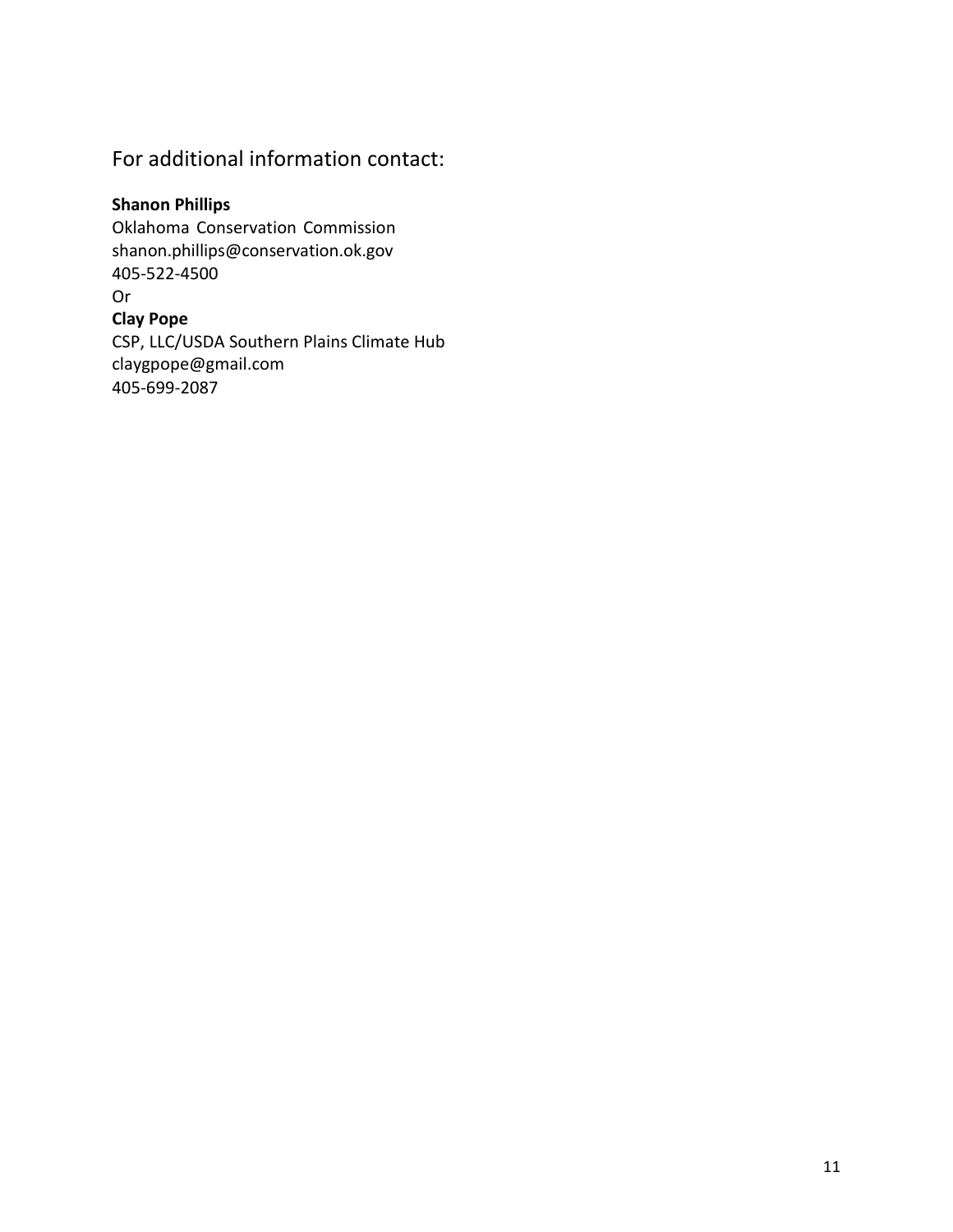## For additional information contact:

**Shanon Phillips**
Oklahoma Conservation Commission
shanon.phillips@conservation.ok.gov
405-522-4500
Or
**Clay Pope**
CSP, LLC/USDA Southern Plains Climate Hub
claygpope@gmail.com
405-699-2087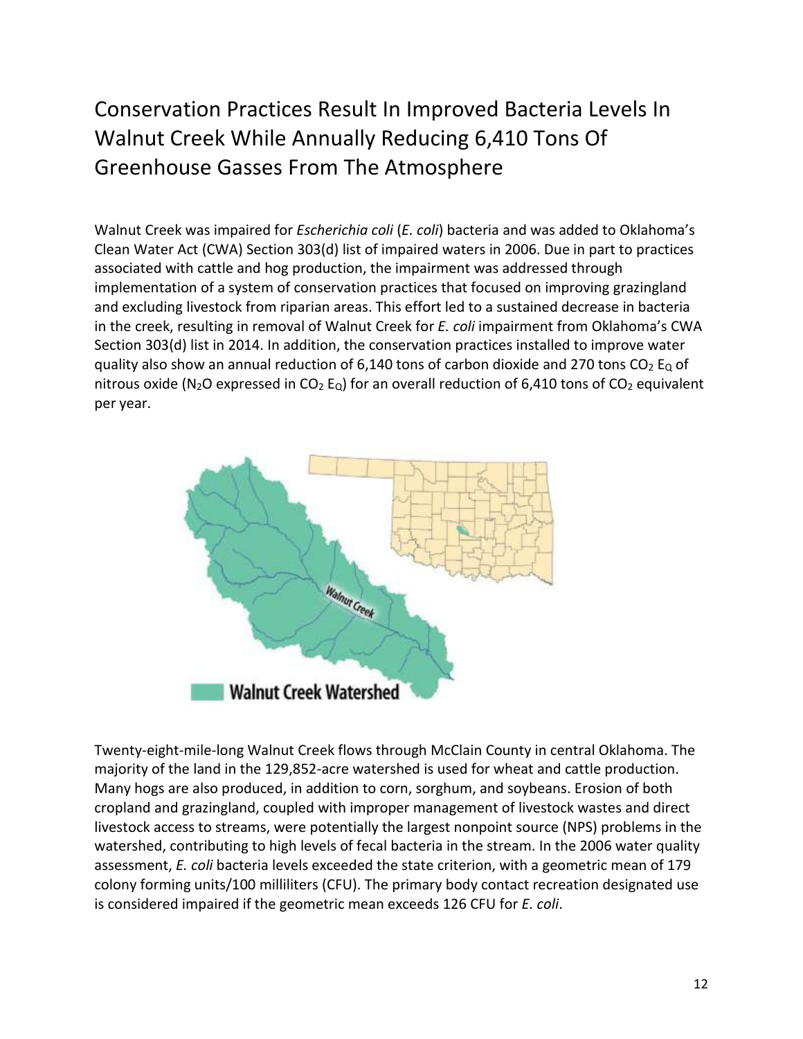# Conservation Practices Result In Improved Bacteria Levels In Walnut Creek While Annually Reducing 6,410 Tons Of Greenhouse Gasses From The Atmosphere

Walnut Creek was impaired for *Escherichia coli* (*E. coli*) bacteria and was added to Oklahoma's Clean Water Act (CWA) Section 303(d) list of impaired waters in 2006. Due in part to practices associated with cattle and hog production, the impairment was addressed through implementation of a system of conservation practices that focused on improving grazingland and excluding livestock from riparian areas. This effort led to a sustained decrease in bacteria in the creek, resulting in removal of Walnut Creek for *E. coli* impairment from Oklahoma's CWA Section 303(d) list in 2014. In addition, the conservation practices installed to improve water quality also show an annual reduction of 6,140 tons of carbon dioxide and 270 tons $CO_2$ $E_Q$ of nitrous oxide ($N_2O$ expressed in $CO_2$ $E_Q$) for an overall reduction of 6,410 tons of $CO_2$ equivalent per year.

Twenty-eight-mile-long Walnut Creek flows through McClain County in central Oklahoma. The majority of the land in the 129,852-acre watershed is used for wheat and cattle production. Many hogs are also produced, in addition to corn, sorghum, and soybeans. Erosion of both cropland and grazingland, coupled with improper management of livestock wastes and direct livestock access to streams, were potentially the largest nonpoint source (NPS) problems in the watershed, contributing to high levels of fecal bacteria in the stream. In the 2006 water quality assessment, *E. coli* bacteria levels exceeded the state criterion, with a geometric mean of 179 colony forming units/100 milliliters (CFU). The primary body contact recreation designated use is considered impaired if the geometric mean exceeds 126 CFU for *E. coli*.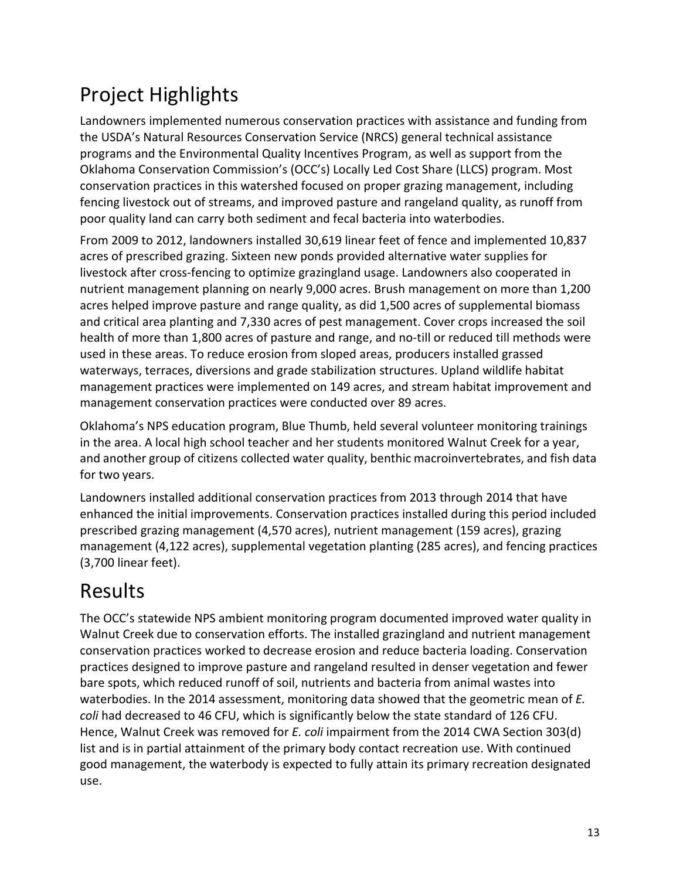# Project Highlights

Landowners implemented numerous conservation practices with assistance and funding from the USDA's Natural Resources Conservation Service (NRCS) general technical assistance programs and the Environmental Quality Incentives Program, as well as support from the Oklahoma Conservation Commission's (OCC's) Locally Led Cost Share (LLCS) program. Most conservation practices in this watershed focused on proper grazing management, including fencing livestock out of streams, and improved pasture and rangeland quality, as runoff from poor quality land can carry both sediment and fecal bacteria into waterbodies.

From 2009 to 2012, landowners installed 30,619 linear feet of fence and implemented 10,837 acres of prescribed grazing. Sixteen new ponds provided alternative water supplies for livestock after cross-fencing to optimize grazingland usage. Landowners also cooperated in nutrient management planning on nearly 9,000 acres. Brush management on more than 1,200 acres helped improve pasture and range quality, as did 1,500 acres of supplemental biomass and critical area planting and 7,330 acres of pest management. Cover crops increased the soil health of more than 1,800 acres of pasture and range, and no-till or reduced till methods were used in these areas. To reduce erosion from sloped areas, producers installed grassed waterways, terraces, diversions and grade stabilization structures. Upland wildlife habitat management practices were implemented on 149 acres, and stream habitat improvement and management conservation practices were conducted over 89 acres.

Oklahoma's NPS education program, Blue Thumb, held several volunteer monitoring trainings in the area. A local high school teacher and her students monitored Walnut Creek for a year, and another group of citizens collected water quality, benthic macroinvertebrates, and fish data for two years.

Landowners installed additional conservation practices from 2013 through 2014 that have enhanced the initial improvements. Conservation practices installed during this period included prescribed grazing management (4,570 acres), nutrient management (159 acres), grazing management (4,122 acres), supplemental vegetation planting (285 acres), and fencing practices (3,700 linear feet).

# Results

The OCC's statewide NPS ambient monitoring program documented improved water quality in Walnut Creek due to conservation efforts. The installed grazingland and nutrient management conservation practices worked to decrease erosion and reduce bacteria loading. Conservation practices designed to improve pasture and rangeland resulted in denser vegetation and fewer bare spots, which reduced runoff of soil, nutrients and bacteria from animal wastes into waterbodies. In the 2014 assessment, monitoring data showed that the geometric mean of *E. coli* had decreased to 46 CFU, which is significantly below the state standard of 126 CFU. Hence, Walnut Creek was removed for *E. coli* impairment from the 2014 CWA Section 303(d) list and is in partial attainment of the primary body contact recreation use. With continued good management, the waterbody is expected to fully attain its primary recreation designated use.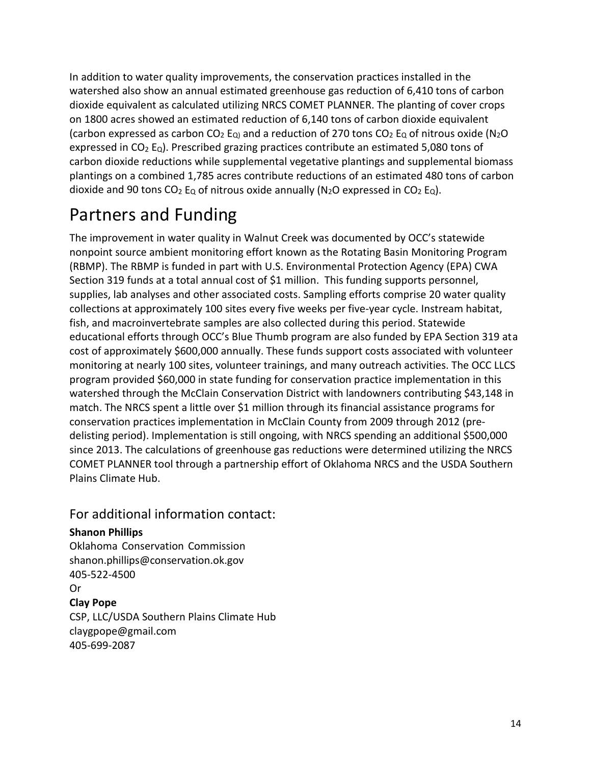In addition to water quality improvements, the conservation practices installed in the watershed also show an annual estimated greenhouse gas reduction of 6,410 tons of carbon dioxide equivalent as calculated utilizing NRCS COMET PLANNER. The planting of cover crops on 1800 acres showed an estimated reduction of 6,140 tons of carbon dioxide equivalent (carbon expressed as carbon $CO_2$ $E_{Q)}$ and a reduction of 270 tons $CO_2$ $E_Q$ of nitrous oxide ($N_2O$ expressed in $CO_2$ $E_Q$). Prescribed grazing practices contribute an estimated 5,080 tons of carbon dioxide reductions while supplemental vegetative plantings and supplemental biomass plantings on a combined 1,785 acres contribute reductions of an estimated 480 tons of carbon dioxide and 90 tons $CO_2$ $E_Q$ of nitrous oxide annually ($N_2O$ expressed in $CO_2$ $E_Q$).

# Partners and Funding

The improvement in water quality in Walnut Creek was documented by OCC's statewide nonpoint source ambient monitoring effort known as the Rotating Basin Monitoring Program (RBMP). The RBMP is funded in part with U.S. Environmental Protection Agency (EPA) CWA Section 319 funds at a total annual cost of $1 million. This funding supports personnel, supplies, lab analyses and other associated costs. Sampling efforts comprise 20 water quality collections at approximately 100 sites every five weeks per five-year cycle. Instream habitat, fish, and macroinvertebrate samples are also collected during this period. Statewide educational efforts through OCC's Blue Thumb program are also funded by EPA Section 319 ata cost of approximately $600,000 annually. These funds support costs associated with volunteer monitoring at nearly 100 sites, volunteer trainings, and many outreach activities. The OCC LLCS program provided $60,000 in state funding for conservation practice implementation in this watershed through the McClain Conservation District with landowners contributing $43,148 in match. The NRCS spent a little over $1 million through its financial assistance programs for conservation practices implementation in McClain County from 2009 through 2012 (pre-delisting period). Implementation is still ongoing, with NRCS spending an additional $500,000 since 2013. The calculations of greenhouse gas reductions were determined utilizing the NRCS COMET PLANNER tool through a partnership effort of Oklahoma NRCS and the USDA Southern Plains Climate Hub.

## For additional information contact:

**Shanon Phillips**
Oklahoma Conservation Commission
shanon.phillips@conservation.ok.gov
405-522-4500
Or
**Clay Pope**
CSP, LLC/USDA Southern Plains Climate Hub
claygpope@gmail.com
405-699-2087